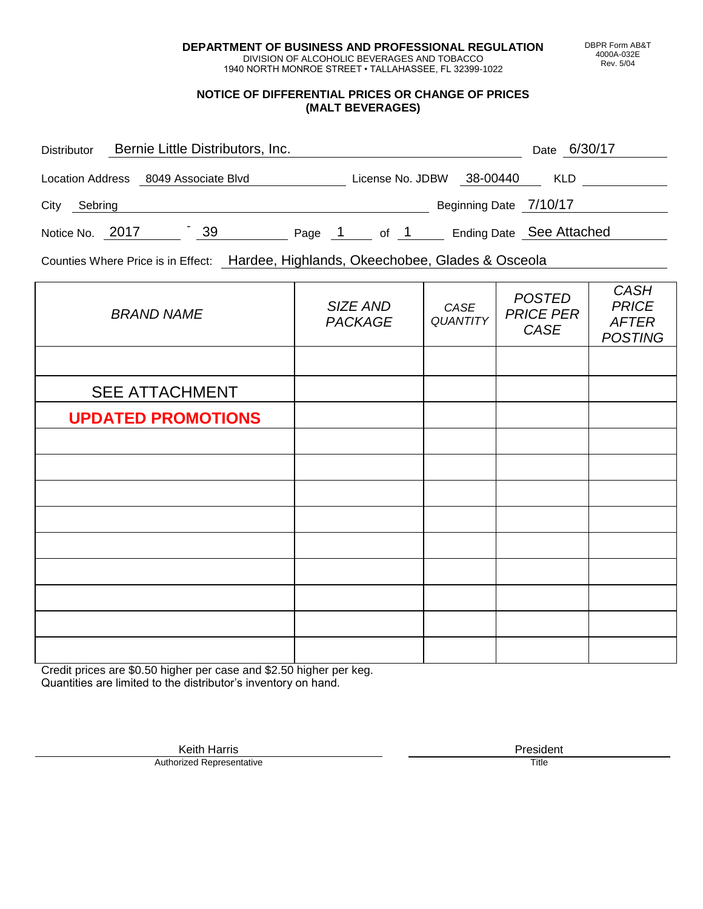**DEPARTMENT OF BUSINESS AND PROFESSIONAL REGULATION**
DIVISION OF ALCOHOLIC BEVERAGES AND TOBACCO
1940 NORTH MONROE STREET • TALLAHASSEE, FL 32399-1022

DBPR Form AB&T 4000A-032E Rev. 5/04

## NOTICE OF DIFFERENTIAL PRICES OR CHANGE OF PRICES (MALT BEVERAGES)

Distributor: Bernie Little Distributors, Inc. Date: 6/30/17

Location Address: 8049 Associate Blvd License No. JDBW 38-00440 KLD

City: Sebring Beginning Date: 7/10/17

Notice No. 2017 - 39 Page 1 of 1 Ending Date: See Attached

Counties Where Price is in Effect: Hardee, Highlands, Okeechobee, Glades & Osceola

| BRAND NAME | SIZE AND PACKAGE | CASE QUANTITY | POSTED PRICE PER CASE | CASH PRICE AFTER POSTING |
|---|---|---|---|---|
| | | | | |
| SEE ATTACHMENT | | | | |
| **UPDATED PROMOTIONS** | | | | |
| | | | | |
| | | | | |
| | | | | |
| | | | | |
| | | | | |
| | | | | |
| | | | | |
| | | | | |
| | | | | |

Credit prices are $0.50 higher per case and $2.50 higher per keg.
Quantities are limited to the distributor's inventory on hand.

Keith Harris
Authorized Representative

President
Title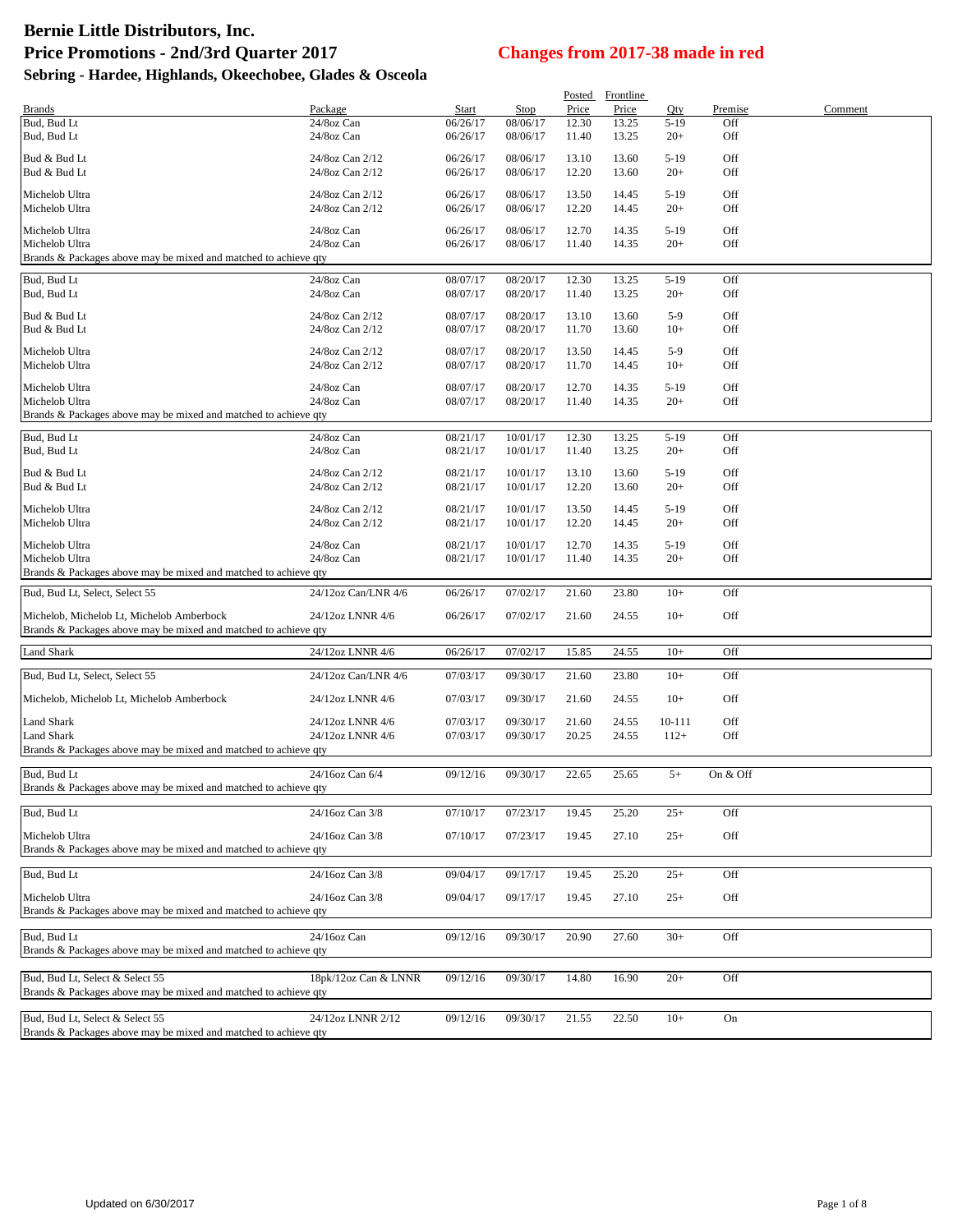# Bernie Little Distributors, Inc.

## Price Promotions - 2nd/3rd Quarter 2017

**Changes from 2017-38 made in red**

### Sebring - Hardee, Highlands, Okeechobee, Glades & Osceola

| Brands | Package | Start | Stop | Posted Price | Frontline Price | Qty | Premise | Comment |
|---|---|---|---|---|---|---|---|---|
| Bud, Bud Lt | 24/8oz Can | 06/26/17 | 08/06/17 | 12.30 | 13.25 | 5-19 | Off | |
| Bud, Bud Lt | 24/8oz Can | 06/26/17 | 08/06/17 | 11.40 | 13.25 | 20+ | Off | |
| Bud & Bud Lt | 24/8oz Can 2/12 | 06/26/17 | 08/06/17 | 13.10 | 13.60 | 5-19 | Off | |
| Bud & Bud Lt | 24/8oz Can 2/12 | 06/26/17 | 08/06/17 | 12.20 | 13.60 | 20+ | Off | |
| Michelob Ultra | 24/8oz Can 2/12 | 06/26/17 | 08/06/17 | 13.50 | 14.45 | 5-19 | Off | |
| Michelob Ultra | 24/8oz Can 2/12 | 06/26/17 | 08/06/17 | 12.20 | 14.45 | 20+ | Off | |
| Michelob Ultra | 24/8oz Can | 06/26/17 | 08/06/17 | 12.70 | 14.35 | 5-19 | Off | |
| Michelob Ultra | 24/8oz Can | 06/26/17 | 08/06/17 | 11.40 | 14.35 | 20+ | Off | |
| Brands & Packages above may be mixed and matched to achieve qty | | | | | | | | |
| Bud, Bud Lt | 24/8oz Can | 08/07/17 | 08/20/17 | 12.30 | 13.25 | 5-19 | Off | |
| Bud, Bud Lt | 24/8oz Can | 08/07/17 | 08/20/17 | 11.40 | 13.25 | 20+ | Off | |
| Bud & Bud Lt | 24/8oz Can 2/12 | 08/07/17 | 08/20/17 | 13.10 | 13.60 | 5-9 | Off | |
| Bud & Bud Lt | 24/8oz Can 2/12 | 08/07/17 | 08/20/17 | 11.70 | 13.60 | 10+ | Off | |
| Michelob Ultra | 24/8oz Can 2/12 | 08/07/17 | 08/20/17 | 13.50 | 14.45 | 5-9 | Off | |
| Michelob Ultra | 24/8oz Can 2/12 | 08/07/17 | 08/20/17 | 11.70 | 14.45 | 10+ | Off | |
| Michelob Ultra | 24/8oz Can | 08/07/17 | 08/20/17 | 12.70 | 14.35 | 5-19 | Off | |
| Michelob Ultra | 24/8oz Can | 08/07/17 | 08/20/17 | 11.40 | 14.35 | 20+ | Off | |
| Brands & Packages above may be mixed and matched to achieve qty | | | | | | | | |
| Bud, Bud Lt | 24/8oz Can | 08/21/17 | 10/01/17 | 12.30 | 13.25 | 5-19 | Off | |
| Bud, Bud Lt | 24/8oz Can | 08/21/17 | 10/01/17 | 11.40 | 13.25 | 20+ | Off | |
| Bud & Bud Lt | 24/8oz Can 2/12 | 08/21/17 | 10/01/17 | 13.10 | 13.60 | 5-19 | Off | |
| Bud & Bud Lt | 24/8oz Can 2/12 | 08/21/17 | 10/01/17 | 12.20 | 13.60 | 20+ | Off | |
| Michelob Ultra | 24/8oz Can 2/12 | 08/21/17 | 10/01/17 | 13.50 | 14.45 | 5-19 | Off | |
| Michelob Ultra | 24/8oz Can 2/12 | 08/21/17 | 10/01/17 | 12.20 | 14.45 | 20+ | Off | |
| Michelob Ultra | 24/8oz Can | 08/21/17 | 10/01/17 | 12.70 | 14.35 | 5-19 | Off | |
| Michelob Ultra | 24/8oz Can | 08/21/17 | 10/01/17 | 11.40 | 14.35 | 20+ | Off | |
| Brands & Packages above may be mixed and matched to achieve qty | | | | | | | | |
| Bud, Bud Lt, Select, Select 55 | 24/12oz Can/LNR 4/6 | 06/26/17 | 07/02/17 | 21.60 | 23.80 | 10+ | Off | |
| Michelob, Michelob Lt, Michelob Amberbock | 24/12oz LNNR 4/6 | 06/26/17 | 07/02/17 | 21.60 | 24.55 | 10+ | Off | |
| Brands & Packages above may be mixed and matched to achieve qty | | | | | | | | |
| Land Shark | 24/12oz LNNR 4/6 | 06/26/17 | 07/02/17 | 15.85 | 24.55 | 10+ | Off | |
| Bud, Bud Lt, Select, Select 55 | 24/12oz Can/LNR 4/6 | 07/03/17 | 09/30/17 | 21.60 | 23.80 | 10+ | Off | |
| Michelob, Michelob Lt, Michelob Amberbock | 24/12oz LNNR 4/6 | 07/03/17 | 09/30/17 | 21.60 | 24.55 | 10+ | Off | |
| Land Shark | 24/12oz LNNR 4/6 | 07/03/17 | 09/30/17 | 21.60 | 24.55 | 10-111 | Off | |
| Land Shark | 24/12oz LNNR 4/6 | 07/03/17 | 09/30/17 | 20.25 | 24.55 | 112+ | Off | |
| Brands & Packages above may be mixed and matched to achieve qty | | | | | | | | |
| Bud, Bud Lt | 24/16oz Can 6/4 | 09/12/16 | 09/30/17 | 22.65 | 25.65 | 5+ | On & Off | |
| Brands & Packages above may be mixed and matched to achieve qty | | | | | | | | |
| Bud, Bud Lt | 24/16oz Can 3/8 | 07/10/17 | 07/23/17 | 19.45 | 25.20 | 25+ | Off | |
| Michelob Ultra | 24/16oz Can 3/8 | 07/10/17 | 07/23/17 | 19.45 | 27.10 | 25+ | Off | |
| Brands & Packages above may be mixed and matched to achieve qty | | | | | | | | |
| Bud, Bud Lt | 24/16oz Can 3/8 | 09/04/17 | 09/17/17 | 19.45 | 25.20 | 25+ | Off | |
| Michelob Ultra | 24/16oz Can 3/8 | 09/04/17 | 09/17/17 | 19.45 | 27.10 | 25+ | Off | |
| Brands & Packages above may be mixed and matched to achieve qty | | | | | | | | |
| Bud, Bud Lt | 24/16oz Can | 09/12/16 | 09/30/17 | 20.90 | 27.60 | 30+ | Off | |
| Brands & Packages above may be mixed and matched to achieve qty | | | | | | | | |
| Bud, Bud Lt, Select & Select 55 | 18pk/12oz Can & LNNR | 09/12/16 | 09/30/17 | 14.80 | 16.90 | 20+ | Off | |
| Brands & Packages above may be mixed and matched to achieve qty | | | | | | | | |
| Bud, Bud Lt, Select & Select 55 | 24/12oz LNNR 2/12 | 09/12/16 | 09/30/17 | 21.55 | 22.50 | 10+ | On | |
| Brands & Packages above may be mixed and matched to achieve qty | | | | | | | | |

Updated on 6/30/2017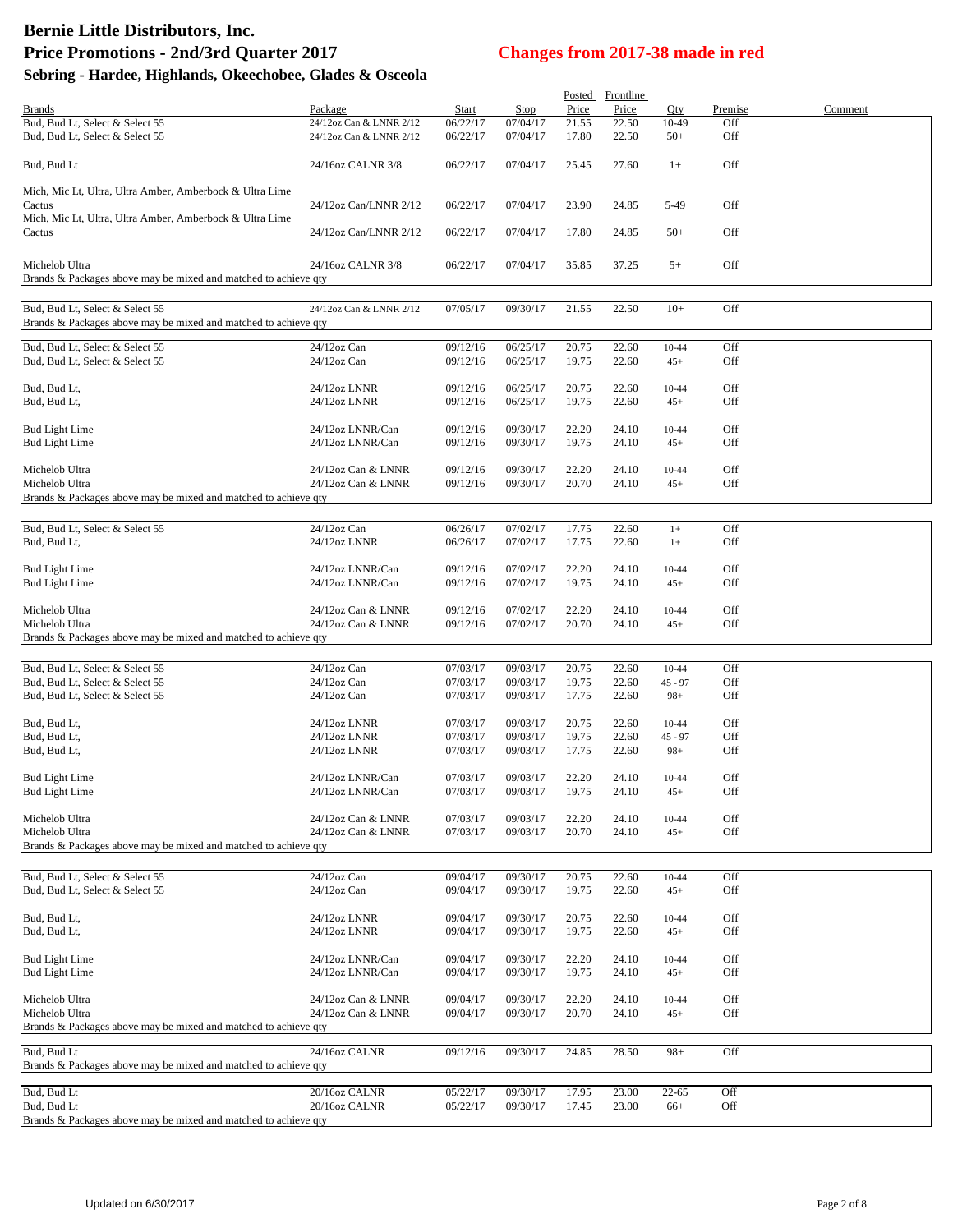# Bernie Little Distributors, Inc.
## Price Promotions - 2nd/3rd Quarter 2017
## Changes from 2017-38 made in red
### Sebring - Hardee, Highlands, Okeechobee, Glades & Osceola

| Brands | Package | Start | Stop | Posted Price | Frontline Price | Qty | Premise | Comment |
|---|---|---|---|---|---|---|---|---|
| Bud, Bud Lt, Select & Select 55 | 24/12oz Can & LNNR 2/12 | 06/22/17 | 07/04/17 | 21.55 | 22.50 | 10-49 | Off | |
| Bud, Bud Lt, Select & Select 55 | 24/12oz Can & LNNR 2/12 | 06/22/17 | 07/04/17 | 17.80 | 22.50 | 50+ | Off | |
| Bud, Bud Lt | 24/16oz CALNR 3/8 | 06/22/17 | 07/04/17 | 25.45 | 27.60 | 1+ | Off | |
| Mich, Mic Lt, Ultra, Ultra Amber, Amberbock & Ultra Lime Cactus | 24/12oz Can/LNNR 2/12 | 06/22/17 | 07/04/17 | 23.90 | 24.85 | 5-49 | Off | |
| Mich, Mic Lt, Ultra, Ultra Amber, Amberbock & Ultra Lime Cactus | 24/12oz Can/LNNR 2/12 | 06/22/17 | 07/04/17 | 17.80 | 24.85 | 50+ | Off | |
| Michelob Ultra | 24/16oz CALNR 3/8 | 06/22/17 | 07/04/17 | 35.85 | 37.25 | 5+ | Off | |
| Brands & Packages above may be mixed and matched to achieve qty | | | | | | | | |

| Brands | Package | Start | Stop | Posted Price | Frontline Price | Qty | Premise | Comment |
|---|---|---|---|---|---|---|---|---|
| Bud, Bud Lt, Select & Select 55 | 24/12oz Can & LNNR 2/12 | 07/05/17 | 09/30/17 | 21.55 | 22.50 | 10+ | Off | |
| Brands & Packages above may be mixed and matched to achieve qty | | | | | | | | |

| Brands | Package | Start | Stop | Posted Price | Frontline Price | Qty | Premise | Comment |
|---|---|---|---|---|---|---|---|---|
| Bud, Bud Lt, Select & Select 55 | 24/12oz Can | 09/12/16 | 06/25/17 | 20.75 | 22.60 | 10-44 | Off | |
| Bud, Bud Lt, Select & Select 55 | 24/12oz Can | 09/12/16 | 06/25/17 | 19.75 | 22.60 | 45+ | Off | |
| Bud, Bud Lt, | 24/12oz LNNR | 09/12/16 | 06/25/17 | 20.75 | 22.60 | 10-44 | Off | |
| Bud, Bud Lt, | 24/12oz LNNR | 09/12/16 | 06/25/17 | 19.75 | 22.60 | 45+ | Off | |
| Bud Light Lime | 24/12oz LNNR/Can | 09/12/16 | 09/30/17 | 22.20 | 24.10 | 10-44 | Off | |
| Bud Light Lime | 24/12oz LNNR/Can | 09/12/16 | 09/30/17 | 19.75 | 24.10 | 45+ | Off | |
| Michelob Ultra | 24/12oz Can & LNNR | 09/12/16 | 09/30/17 | 22.20 | 24.10 | 10-44 | Off | |
| Michelob Ultra | 24/12oz Can & LNNR | 09/12/16 | 09/30/17 | 20.70 | 24.10 | 45+ | Off | |
| Brands & Packages above may be mixed and matched to achieve qty | | | | | | | | |

| Brands | Package | Start | Stop | Posted Price | Frontline Price | Qty | Premise | Comment |
|---|---|---|---|---|---|---|---|---|
| Bud, Bud Lt, Select & Select 55 | 24/12oz Can | 06/26/17 | 07/02/17 | 17.75 | 22.60 | 1+ | Off | |
| Bud, Bud Lt, | 24/12oz LNNR | 06/26/17 | 07/02/17 | 17.75 | 22.60 | 1+ | Off | |
| Bud Light Lime | 24/12oz LNNR/Can | 09/12/16 | 07/02/17 | 22.20 | 24.10 | 10-44 | Off | |
| Bud Light Lime | 24/12oz LNNR/Can | 09/12/16 | 07/02/17 | 19.75 | 24.10 | 45+ | Off | |
| Michelob Ultra | 24/12oz Can & LNNR | 09/12/16 | 07/02/17 | 22.20 | 24.10 | 10-44 | Off | |
| Michelob Ultra | 24/12oz Can & LNNR | 09/12/16 | 07/02/17 | 20.70 | 24.10 | 45+ | Off | |
| Brands & Packages above may be mixed and matched to achieve qty | | | | | | | | |

| Brands | Package | Start | Stop | Posted Price | Frontline Price | Qty | Premise | Comment |
|---|---|---|---|---|---|---|---|---|
| Bud, Bud Lt, Select & Select 55 | 24/12oz Can | 07/03/17 | 09/03/17 | 20.75 | 22.60 | 10-44 | Off | |
| Bud, Bud Lt, Select & Select 55 | 24/12oz Can | 07/03/17 | 09/03/17 | 19.75 | 22.60 | 45 - 97 | Off | |
| Bud, Bud Lt, Select & Select 55 | 24/12oz Can | 07/03/17 | 09/03/17 | 17.75 | 22.60 | 98+ | Off | |
| Bud, Bud Lt, | 24/12oz LNNR | 07/03/17 | 09/03/17 | 20.75 | 22.60 | 10-44 | Off | |
| Bud, Bud Lt, | 24/12oz LNNR | 07/03/17 | 09/03/17 | 19.75 | 22.60 | 45 - 97 | Off | |
| Bud, Bud Lt, | 24/12oz LNNR | 07/03/17 | 09/03/17 | 17.75 | 22.60 | 98+ | Off | |
| Bud Light Lime | 24/12oz LNNR/Can | 07/03/17 | 09/03/17 | 22.20 | 24.10 | 10-44 | Off | |
| Bud Light Lime | 24/12oz LNNR/Can | 07/03/17 | 09/03/17 | 19.75 | 24.10 | 45+ | Off | |
| Michelob Ultra | 24/12oz Can & LNNR | 07/03/17 | 09/03/17 | 22.20 | 24.10 | 10-44 | Off | |
| Michelob Ultra | 24/12oz Can & LNNR | 07/03/17 | 09/03/17 | 20.70 | 24.10 | 45+ | Off | |
| Brands & Packages above may be mixed and matched to achieve qty | | | | | | | | |

| Brands | Package | Start | Stop | Posted Price | Frontline Price | Qty | Premise | Comment |
|---|---|---|---|---|---|---|---|---|
| Bud, Bud Lt, Select & Select 55 | 24/12oz Can | 09/04/17 | 09/30/17 | 20.75 | 22.60 | 10-44 | Off | |
| Bud, Bud Lt, Select & Select 55 | 24/12oz Can | 09/04/17 | 09/30/17 | 19.75 | 22.60 | 45+ | Off | |
| Bud, Bud Lt, | 24/12oz LNNR | 09/04/17 | 09/30/17 | 20.75 | 22.60 | 10-44 | Off | |
| Bud, Bud Lt, | 24/12oz LNNR | 09/04/17 | 09/30/17 | 19.75 | 22.60 | 45+ | Off | |
| Bud Light Lime | 24/12oz LNNR/Can | 09/04/17 | 09/30/17 | 22.20 | 24.10 | 10-44 | Off | |
| Bud Light Lime | 24/12oz LNNR/Can | 09/04/17 | 09/30/17 | 19.75 | 24.10 | 45+ | Off | |
| Michelob Ultra | 24/12oz Can & LNNR | 09/04/17 | 09/30/17 | 22.20 | 24.10 | 10-44 | Off | |
| Michelob Ultra | 24/12oz Can & LNNR | 09/04/17 | 09/30/17 | 20.70 | 24.10 | 45+ | Off | |
| Brands & Packages above may be mixed and matched to achieve qty | | | | | | | | |

| Brands | Package | Start | Stop | Posted Price | Frontline Price | Qty | Premise | Comment |
|---|---|---|---|---|---|---|---|---|
| Bud, Bud Lt | 24/16oz CALNR | 09/12/16 | 09/30/17 | 24.85 | 28.50 | 98+ | Off | |
| Brands & Packages above may be mixed and matched to achieve qty | | | | | | | | |

| Brands | Package | Start | Stop | Posted Price | Frontline Price | Qty | Premise | Comment |
|---|---|---|---|---|---|---|---|---|
| Bud, Bud Lt | 20/16oz CALNR | 05/22/17 | 09/30/17 | 17.95 | 23.00 | 22-65 | Off | |
| Bud, Bud Lt | 20/16oz CALNR | 05/22/17 | 09/30/17 | 17.45 | 23.00 | 66+ | Off | |
| Brands & Packages above may be mixed and matched to achieve qty | | | | | | | | |

Updated on 6/30/2017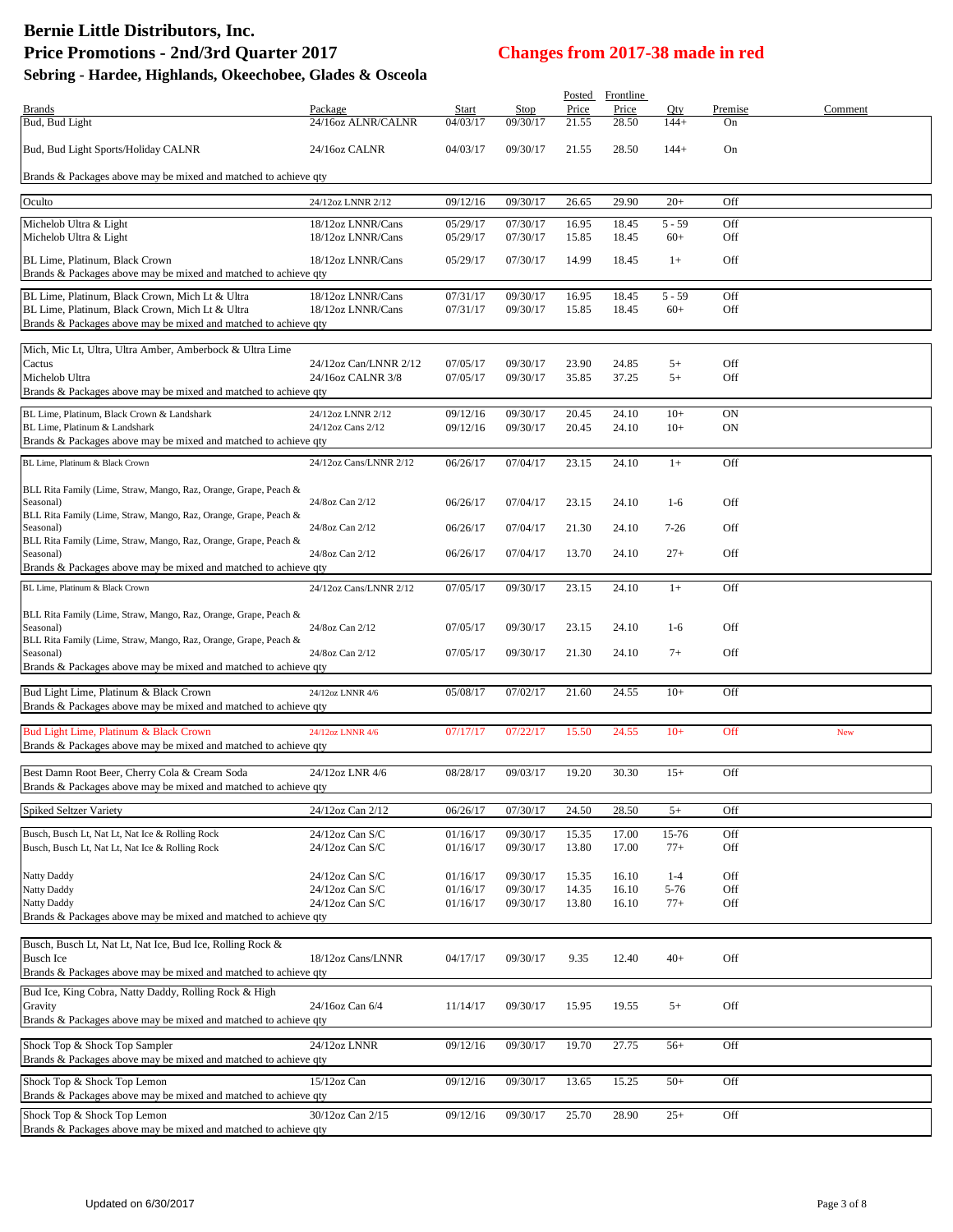# Bernie Little Distributors, Inc.

## Price Promotions - 2nd/3rd Quarter 2017

**Changes from 2017-38 made in red**

### Sebring - Hardee, Highlands, Okeechobee, Glades & Osceola

| Brands | Package | Start | Stop | Posted Price | Frontline Price | Qty | Premise | Comment |
|---|---|---|---|---|---|---|---|---|
| Bud, Bud Light | 24/16oz ALNR/CALNR | 04/03/17 | 09/30/17 | 21.55 | 28.50 | 144+ | On | |
| Bud, Bud Light Sports/Holiday CALNR | 24/16oz CALNR | 04/03/17 | 09/30/17 | 21.55 | 28.50 | 144+ | On | |
| Brands & Packages above may be mixed and matched to achieve qty | | | | | | | | |
| Oculto | 24/12oz LNNR 2/12 | 09/12/16 | 09/30/17 | 26.65 | 29.90 | 20+ | Off | |
| Michelob Ultra & Light | 18/12oz LNNR/Cans | 05/29/17 | 07/30/17 | 16.95 | 18.45 | 5 - 59 | Off | |
| Michelob Ultra & Light | 18/12oz LNNR/Cans | 05/29/17 | 07/30/17 | 15.85 | 18.45 | 60+ | Off | |
| BL Lime, Platinum, Black Crown | 18/12oz LNNR/Cans | 05/29/17 | 07/30/17 | 14.99 | 18.45 | 1+ | Off | |
| Brands & Packages above may be mixed and matched to achieve qty | | | | | | | | |
| BL Lime, Platinum, Black Crown, Mich Lt & Ultra | 18/12oz LNNR/Cans | 07/31/17 | 09/30/17 | 16.95 | 18.45 | 5 - 59 | Off | |
| BL Lime, Platinum, Black Crown, Mich Lt & Ultra | 18/12oz LNNR/Cans | 07/31/17 | 09/30/17 | 15.85 | 18.45 | 60+ | Off | |
| Brands & Packages above may be mixed and matched to achieve qty | | | | | | | | |
| Mich, Mic Lt, Ultra, Ultra Amber, Amberbock & Ultra Lime Cactus | 24/12oz Can/LNNR 2/12 | 07/05/17 | 09/30/17 | 23.90 | 24.85 | 5+ | Off | |
| Michelob Ultra | 24/16oz CALNR 3/8 | 07/05/17 | 09/30/17 | 35.85 | 37.25 | 5+ | Off | |
| Brands & Packages above may be mixed and matched to achieve qty | | | | | | | | |
| BL Lime, Platinum, Black Crown & Landshark | 24/12oz LNNR 2/12 | 09/12/16 | 09/30/17 | 20.45 | 24.10 | 10+ | ON | |
| BL Lime, Platinum & Landshark | 24/12oz Cans 2/12 | 09/12/16 | 09/30/17 | 20.45 | 24.10 | 10+ | ON | |
| Brands & Packages above may be mixed and matched to achieve qty | | | | | | | | |
| BL Lime, Platinum & Black Crown | 24/12oz Cans/LNNR 2/12 | 06/26/17 | 07/04/17 | 23.15 | 24.10 | 1+ | Off | |
| BLL Rita Family (Lime, Straw, Mango, Raz, Orange, Grape, Peach & Seasonal) | 24/8oz Can 2/12 | 06/26/17 | 07/04/17 | 23.15 | 24.10 | 1-6 | Off | |
| BLL Rita Family (Lime, Straw, Mango, Raz, Orange, Grape, Peach & Seasonal) | 24/8oz Can 2/12 | 06/26/17 | 07/04/17 | 21.30 | 24.10 | 7-26 | Off | |
| BLL Rita Family (Lime, Straw, Mango, Raz, Orange, Grape, Peach & Seasonal) | 24/8oz Can 2/12 | 06/26/17 | 07/04/17 | 13.70 | 24.10 | 27+ | Off | |
| Brands & Packages above may be mixed and matched to achieve qty | | | | | | | | |
| BL Lime, Platinum & Black Crown | 24/12oz Cans/LNNR 2/12 | 07/05/17 | 09/30/17 | 23.15 | 24.10 | 1+ | Off | |
| BLL Rita Family (Lime, Straw, Mango, Raz, Orange, Grape, Peach & Seasonal) | 24/8oz Can 2/12 | 07/05/17 | 09/30/17 | 23.15 | 24.10 | 1-6 | Off | |
| BLL Rita Family (Lime, Straw, Mango, Raz, Orange, Grape, Peach & Seasonal) | 24/8oz Can 2/12 | 07/05/17 | 09/30/17 | 21.30 | 24.10 | 7+ | Off | |
| Brands & Packages above may be mixed and matched to achieve qty | | | | | | | | |
| Bud Light Lime, Platinum & Black Crown | 24/12oz LNNR 4/6 | 05/08/17 | 07/02/17 | 21.60 | 24.55 | 10+ | Off | |
| Brands & Packages above may be mixed and matched to achieve qty | | | | | | | | |
| Bud Light Lime, Platinum & Black Crown | 24/12oz LNNR 4/6 | 07/17/17 | 07/22/17 | 15.50 | 24.55 | 10+ | Off | New |
| Brands & Packages above may be mixed and matched to achieve qty | | | | | | | | |
| Best Damn Root Beer, Cherry Cola & Cream Soda | 24/12oz LNR 4/6 | 08/28/17 | 09/03/17 | 19.20 | 30.30 | 15+ | Off | |
| Brands & Packages above may be mixed and matched to achieve qty | | | | | | | | |
| Spiked Seltzer Variety | 24/12oz Can 2/12 | 06/26/17 | 07/30/17 | 24.50 | 28.50 | 5+ | Off | |
| Busch, Busch Lt, Nat Lt, Nat Ice & Rolling Rock | 24/12oz Can S/C | 01/16/17 | 09/30/17 | 15.35 | 17.00 | 15-76 | Off | |
| Busch, Busch Lt, Nat Lt, Nat Ice & Rolling Rock | 24/12oz Can S/C | 01/16/17 | 09/30/17 | 13.80 | 17.00 | 77+ | Off | |
| Natty Daddy | 24/12oz Can S/C | 01/16/17 | 09/30/17 | 15.35 | 16.10 | 1-4 | Off | |
| Natty Daddy | 24/12oz Can S/C | 01/16/17 | 09/30/17 | 14.35 | 16.10 | 5-76 | Off | |
| Natty Daddy | 24/12oz Can S/C | 01/16/17 | 09/30/17 | 13.80 | 16.10 | 77+ | Off | |
| Brands & Packages above may be mixed and matched to achieve qty | | | | | | | | |
| Busch, Busch Lt, Nat Lt, Nat Ice, Bud Ice, Rolling Rock & Busch Ice | 18/12oz Cans/LNNR | 04/17/17 | 09/30/17 | 9.35 | 12.40 | 40+ | Off | |
| Brands & Packages above may be mixed and matched to achieve qty | | | | | | | | |
| Bud Ice, King Cobra, Natty Daddy, Rolling Rock & High Gravity | 24/16oz Can 6/4 | 11/14/17 | 09/30/17 | 15.95 | 19.55 | 5+ | Off | |
| Brands & Packages above may be mixed and matched to achieve qty | | | | | | | | |
| Shock Top & Shock Top Sampler | 24/12oz LNNR | 09/12/16 | 09/30/17 | 19.70 | 27.75 | 56+ | Off | |
| Brands & Packages above may be mixed and matched to achieve qty | | | | | | | | |
| Shock Top & Shock Top Lemon | 15/12oz Can | 09/12/16 | 09/30/17 | 13.65 | 15.25 | 50+ | Off | |
| Brands & Packages above may be mixed and matched to achieve qty | | | | | | | | |
| Shock Top & Shock Top Lemon | 30/12oz Can 2/15 | 09/12/16 | 09/30/17 | 25.70 | 28.90 | 25+ | Off | |
| Brands & Packages above may be mixed and matched to achieve qty | | | | | | | | |

Updated on 6/30/2017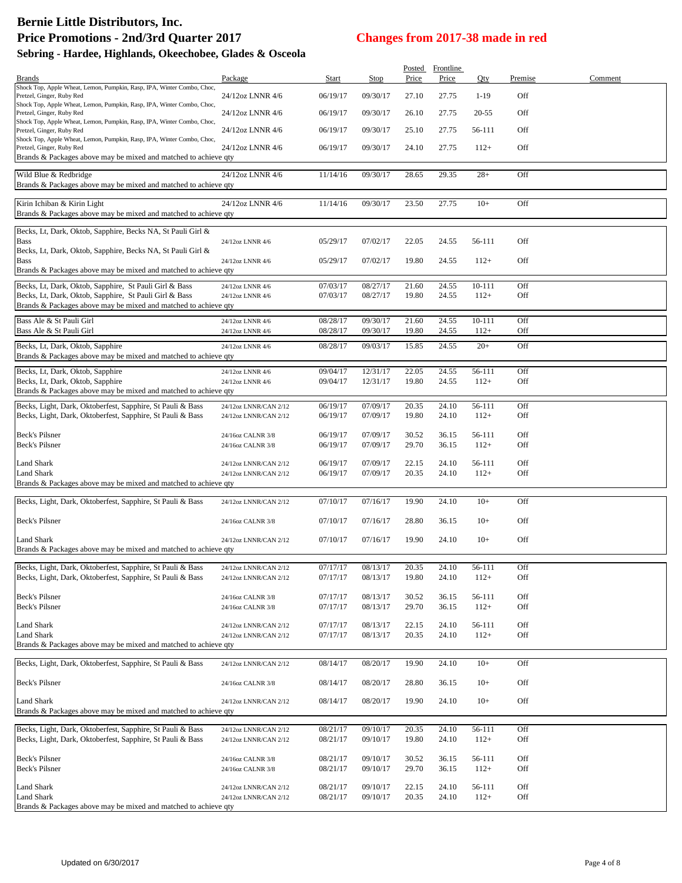# Bernie Little Distributors, Inc.

## Price Promotions - 2nd/3rd Quarter 2017

## Changes from 2017-38 made in red

### Sebring - Hardee, Highlands, Okeechobee, Glades & Osceola

| Brands | Package | Start | Stop | Posted Price | Frontline Price | Qty | Premise | Comment |
|---|---|---|---|---|---|---|---|---|
| Shock Top, Apple Wheat, Lemon, Pumpkin, Rasp, IPA, Winter Combo, Choc, Pretzel, Ginger, Ruby Red | 24/12oz LNNR 4/6 | 06/19/17 | 09/30/17 | 27.10 | 27.75 | 1-19 | Off | |
| Shock Top, Apple Wheat, Lemon, Pumpkin, Rasp, IPA, Winter Combo, Choc, Pretzel, Ginger, Ruby Red | 24/12oz LNNR 4/6 | 06/19/17 | 09/30/17 | 26.10 | 27.75 | 20-55 | Off | |
| Shock Top, Apple Wheat, Lemon, Pumpkin, Rasp, IPA, Winter Combo, Choc, Pretzel, Ginger, Ruby Red | 24/12oz LNNR 4/6 | 06/19/17 | 09/30/17 | 25.10 | 27.75 | 56-111 | Off | |
| Shock Top, Apple Wheat, Lemon, Pumpkin, Rasp, IPA, Winter Combo, Choc, Pretzel, Ginger, Ruby Red | 24/12oz LNNR 4/6 | 06/19/17 | 09/30/17 | 24.10 | 27.75 | 112+ | Off | |
| Brands & Packages above may be mixed and matched to achieve qty | | | | | | | | |
| Wild Blue & Redbridge | 24/12oz LNNR 4/6 | 11/14/16 | 09/30/17 | 28.65 | 29.35 | 28+ | Off | |
| Brands & Packages above may be mixed and matched to achieve qty | | | | | | | | |
| Kirin Ichiban & Kirin Light | 24/12oz LNNR 4/6 | 11/14/16 | 09/30/17 | 23.50 | 27.75 | 10+ | Off | |
| Brands & Packages above may be mixed and matched to achieve qty | | | | | | | | |
| Becks, Lt, Dark, Oktob, Sapphire, Becks NA, St Pauli Girl & Bass | 24/12oz LNNR 4/6 | 05/29/17 | 07/02/17 | 22.05 | 24.55 | 56-111 | Off | |
| Becks, Lt, Dark, Oktob, Sapphire, Becks NA, St Pauli Girl & Bass | 24/12oz LNNR 4/6 | 05/29/17 | 07/02/17 | 19.80 | 24.55 | 112+ | Off | |
| Brands & Packages above may be mixed and matched to achieve qty | | | | | | | | |
| Becks, Lt, Dark, Oktob, Sapphire, St Pauli Girl & Bass | 24/12oz LNNR 4/6 | 07/03/17 | 08/27/17 | 21.60 | 24.55 | 10-111 | Off | |
| Becks, Lt, Dark, Oktob, Sapphire, St Pauli Girl & Bass | 24/12oz LNNR 4/6 | 07/03/17 | 08/27/17 | 19.80 | 24.55 | 112+ | Off | |
| Brands & Packages above may be mixed and matched to achieve qty | | | | | | | | |
| Bass Ale & St Pauli Girl | 24/12oz LNNR 4/6 | 08/28/17 | 09/30/17 | 21.60 | 24.55 | 10-111 | Off | |
| Bass Ale & St Pauli Girl | 24/12oz LNNR 4/6 | 08/28/17 | 09/30/17 | 19.80 | 24.55 | 112+ | Off | |
| Becks, Lt, Dark, Oktob, Sapphire | 24/12oz LNNR 4/6 | 08/28/17 | 09/03/17 | 15.85 | 24.55 | 20+ | Off | |
| Brands & Packages above may be mixed and matched to achieve qty | | | | | | | | |
| Becks, Lt, Dark, Oktob, Sapphire | 24/12oz LNNR 4/6 | 09/04/17 | 12/31/17 | 22.05 | 24.55 | 56-111 | Off | |
| Becks, Lt, Dark, Oktob, Sapphire | 24/12oz LNNR 4/6 | 09/04/17 | 12/31/17 | 19.80 | 24.55 | 112+ | Off | |
| Brands & Packages above may be mixed and matched to achieve qty | | | | | | | | |
| Becks, Light, Dark, Oktoberfest, Sapphire, St Pauli & Bass | 24/12oz LNNR/CAN 2/12 | 06/19/17 | 07/09/17 | 20.35 | 24.10 | 56-111 | Off | |
| Becks, Light, Dark, Oktoberfest, Sapphire, St Pauli & Bass | 24/12oz LNNR/CAN 2/12 | 06/19/17 | 07/09/17 | 19.80 | 24.10 | 112+ | Off | |
| Beck's Pilsner | 24/16oz CALNR 3/8 | 06/19/17 | 07/09/17 | 30.52 | 36.15 | 56-111 | Off | |
| Beck's Pilsner | 24/16oz CALNR 3/8 | 06/19/17 | 07/09/17 | 29.70 | 36.15 | 112+ | Off | |
| Land Shark | 24/12oz LNNR/CAN 2/12 | 06/19/17 | 07/09/17 | 22.15 | 24.10 | 56-111 | Off | |
| Land Shark | 24/12oz LNNR/CAN 2/12 | 06/19/17 | 07/09/17 | 20.35 | 24.10 | 112+ | Off | |
| Brands & Packages above may be mixed and matched to achieve qty | | | | | | | | |
| Becks, Light, Dark, Oktoberfest, Sapphire, St Pauli & Bass | 24/12oz LNNR/CAN 2/12 | 07/10/17 | 07/16/17 | 19.90 | 24.10 | 10+ | Off | |
| Beck's Pilsner | 24/16oz CALNR 3/8 | 07/10/17 | 07/16/17 | 28.80 | 36.15 | 10+ | Off | |
| Land Shark | 24/12oz LNNR/CAN 2/12 | 07/10/17 | 07/16/17 | 19.90 | 24.10 | 10+ | Off | |
| Brands & Packages above may be mixed and matched to achieve qty | | | | | | | | |
| Becks, Light, Dark, Oktoberfest, Sapphire, St Pauli & Bass | 24/12oz LNNR/CAN 2/12 | 07/17/17 | 08/13/17 | 20.35 | 24.10 | 56-111 | Off | |
| Becks, Light, Dark, Oktoberfest, Sapphire, St Pauli & Bass | 24/12oz LNNR/CAN 2/12 | 07/17/17 | 08/13/17 | 19.80 | 24.10 | 112+ | Off | |
| Beck's Pilsner | 24/16oz CALNR 3/8 | 07/17/17 | 08/13/17 | 30.52 | 36.15 | 56-111 | Off | |
| Beck's Pilsner | 24/16oz CALNR 3/8 | 07/17/17 | 08/13/17 | 29.70 | 36.15 | 112+ | Off | |
| Land Shark | 24/12oz LNNR/CAN 2/12 | 07/17/17 | 08/13/17 | 22.15 | 24.10 | 56-111 | Off | |
| Land Shark | 24/12oz LNNR/CAN 2/12 | 07/17/17 | 08/13/17 | 20.35 | 24.10 | 112+ | Off | |
| Brands & Packages above may be mixed and matched to achieve qty | | | | | | | | |
| Becks, Light, Dark, Oktoberfest, Sapphire, St Pauli & Bass | 24/12oz LNNR/CAN 2/12 | 08/14/17 | 08/20/17 | 19.90 | 24.10 | 10+ | Off | |
| Beck's Pilsner | 24/16oz CALNR 3/8 | 08/14/17 | 08/20/17 | 28.80 | 36.15 | 10+ | Off | |
| Land Shark | 24/12oz LNNR/CAN 2/12 | 08/14/17 | 08/20/17 | 19.90 | 24.10 | 10+ | Off | |
| Brands & Packages above may be mixed and matched to achieve qty | | | | | | | | |
| Becks, Light, Dark, Oktoberfest, Sapphire, St Pauli & Bass | 24/12oz LNNR/CAN 2/12 | 08/21/17 | 09/10/17 | 20.35 | 24.10 | 56-111 | Off | |
| Becks, Light, Dark, Oktoberfest, Sapphire, St Pauli & Bass | 24/12oz LNNR/CAN 2/12 | 08/21/17 | 09/10/17 | 19.80 | 24.10 | 112+ | Off | |
| Beck's Pilsner | 24/16oz CALNR 3/8 | 08/21/17 | 09/10/17 | 30.52 | 36.15 | 56-111 | Off | |
| Beck's Pilsner | 24/16oz CALNR 3/8 | 08/21/17 | 09/10/17 | 29.70 | 36.15 | 112+ | Off | |
| Land Shark | 24/12oz LNNR/CAN 2/12 | 08/21/17 | 09/10/17 | 22.15 | 24.10 | 56-111 | Off | |
| Land Shark | 24/12oz LNNR/CAN 2/12 | 08/21/17 | 09/10/17 | 20.35 | 24.10 | 112+ | Off | |
| Brands & Packages above may be mixed and matched to achieve qty | | | | | | | | |

Updated on 6/30/2017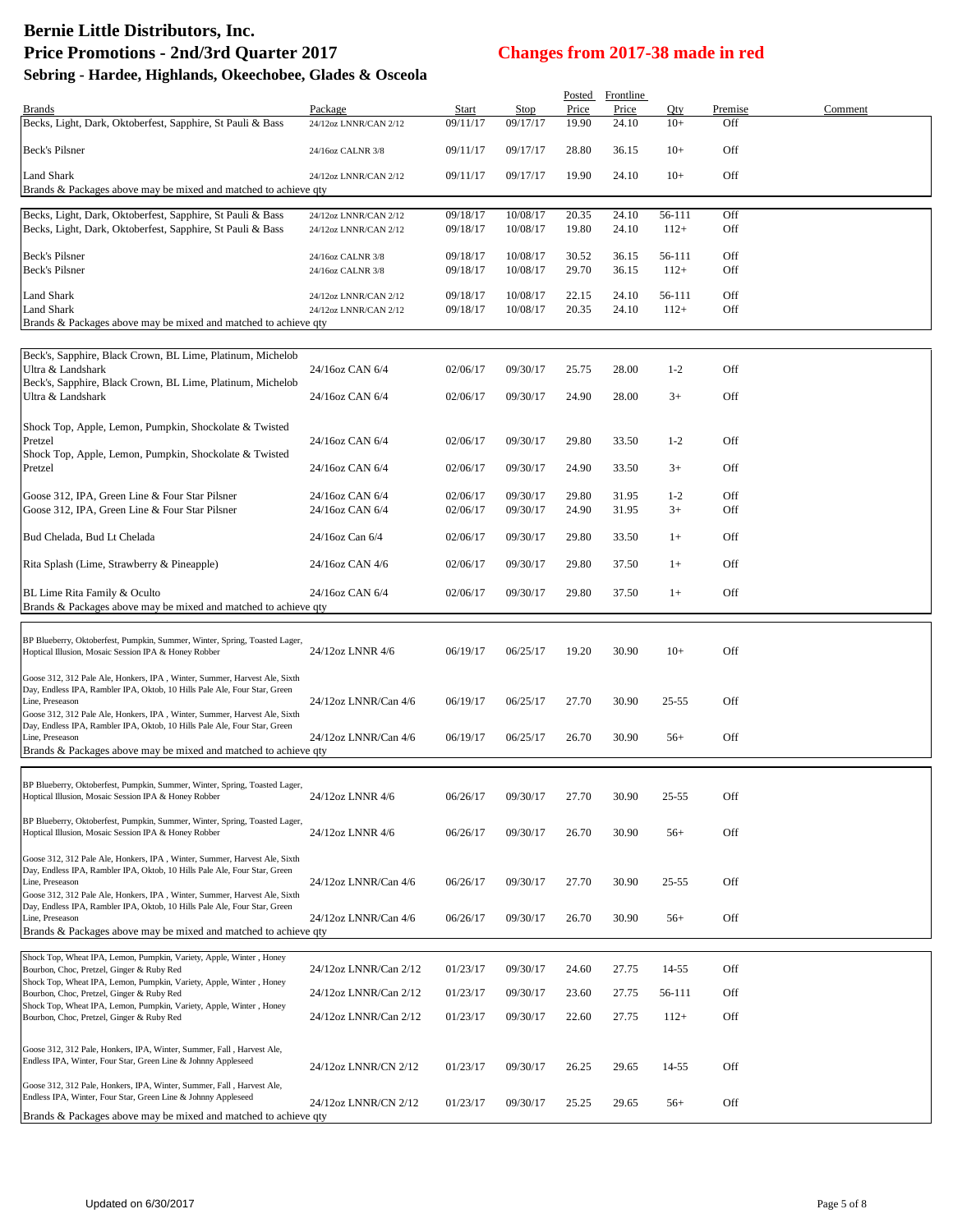# Bernie Little Distributors, Inc.
## Price Promotions - 2nd/3rd Quarter 2017
### Sebring - Hardee, Highlands, Okeechobee, Glades & Osceola

**Changes from 2017-38 made in red**

| Brands | Package | Start | Stop | Posted Price | Frontline Price | Qty | Premise | Comment |
|---|---|---|---|---|---|---|---|---|
| Becks, Light, Dark, Oktoberfest, Sapphire, St Pauli & Bass | 24/12oz LNNR/CAN 2/12 | 09/11/17 | 09/17/17 | 19.90 | 24.10 | 10+ | Off | |
| Beck's Pilsner | 24/16oz CALNR 3/8 | 09/11/17 | 09/17/17 | 28.80 | 36.15 | 10+ | Off | |
| Land Shark | 24/12oz LNNR/CAN 2/12 | 09/11/17 | 09/17/17 | 19.90 | 24.10 | 10+ | Off | |
| Brands & Packages above may be mixed and matched to achieve qty | | | | | | | | |
| Becks, Light, Dark, Oktoberfest, Sapphire, St Pauli & Bass | 24/12oz LNNR/CAN 2/12 | 09/18/17 | 10/08/17 | 20.35 | 24.10 | 56-111 | Off | |
| Becks, Light, Dark, Oktoberfest, Sapphire, St Pauli & Bass | 24/12oz LNNR/CAN 2/12 | 09/18/17 | 10/08/17 | 19.80 | 24.10 | 112+ | Off | |
| Beck's Pilsner | 24/16oz CALNR 3/8 | 09/18/17 | 10/08/17 | 30.52 | 36.15 | 56-111 | Off | |
| Beck's Pilsner | 24/16oz CALNR 3/8 | 09/18/17 | 10/08/17 | 29.70 | 36.15 | 112+ | Off | |
| Land Shark | 24/12oz LNNR/CAN 2/12 | 09/18/17 | 10/08/17 | 22.15 | 24.10 | 56-111 | Off | |
| Land Shark | 24/12oz LNNR/CAN 2/12 | 09/18/17 | 10/08/17 | 20.35 | 24.10 | 112+ | Off | |
| Brands & Packages above may be mixed and matched to achieve qty | | | | | | | | |
| Beck's, Sapphire, Black Crown, BL Lime, Platinum, Michelob Ultra & Landshark | 24/16oz CAN 6/4 | 02/06/17 | 09/30/17 | 25.75 | 28.00 | 1-2 | Off | |
| Beck's, Sapphire, Black Crown, BL Lime, Platinum, Michelob Ultra & Landshark | 24/16oz CAN 6/4 | 02/06/17 | 09/30/17 | 24.90 | 28.00 | 3+ | Off | |
| Shock Top, Apple, Lemon, Pumpkin, Shockolate & Twisted Pretzel | 24/16oz CAN 6/4 | 02/06/17 | 09/30/17 | 29.80 | 33.50 | 1-2 | Off | |
| Shock Top, Apple, Lemon, Pumpkin, Shockolate & Twisted Pretzel | 24/16oz CAN 6/4 | 02/06/17 | 09/30/17 | 24.90 | 33.50 | 3+ | Off | |
| Goose 312, IPA, Green Line & Four Star Pilsner | 24/16oz CAN 6/4 | 02/06/17 | 09/30/17 | 29.80 | 31.95 | 1-2 | Off | |
| Goose 312, IPA, Green Line & Four Star Pilsner | 24/16oz CAN 6/4 | 02/06/17 | 09/30/17 | 24.90 | 31.95 | 3+ | Off | |
| Bud Chelada, Bud Lt Chelada | 24/16oz Can 6/4 | 02/06/17 | 09/30/17 | 29.80 | 33.50 | 1+ | Off | |
| Rita Splash (Lime, Strawberry & Pineapple) | 24/16oz CAN 4/6 | 02/06/17 | 09/30/17 | 29.80 | 37.50 | 1+ | Off | |
| BL Lime Rita Family & Oculto | 24/16oz CAN 6/4 | 02/06/17 | 09/30/17 | 29.80 | 37.50 | 1+ | Off | |
| Brands & Packages above may be mixed and matched to achieve qty | | | | | | | | |
| BP Blueberry, Oktoberfest, Pumpkin, Summer, Winter, Spring, Toasted Lager, Hoptical Illusion, Mosaic Session IPA & Honey Robber | 24/12oz LNNR 4/6 | 06/19/17 | 06/25/17 | 19.20 | 30.90 | 10+ | Off | |
| Goose 312, 312 Pale Ale, Honkers, IPA , Winter, Summer, Harvest Ale, Sixth Day, Endless IPA, Rambler IPA, Oktob, 10 Hills Pale Ale, Four Star, Green Line, Preseason | 24/12oz LNNR/Can 4/6 | 06/19/17 | 06/25/17 | 27.70 | 30.90 | 25-55 | Off | |
| Goose 312, 312 Pale Ale, Honkers, IPA , Winter, Summer, Harvest Ale, Sixth Day, Endless IPA, Rambler IPA, Oktob, 10 Hills Pale Ale, Four Star, Green Line, Preseason | 24/12oz LNNR/Can 4/6 | 06/19/17 | 06/25/17 | 26.70 | 30.90 | 56+ | Off | |
| Brands & Packages above may be mixed and matched to achieve qty | | | | | | | | |
| BP Blueberry, Oktoberfest, Pumpkin, Summer, Winter, Spring, Toasted Lager, Hoptical Illusion, Mosaic Session IPA & Honey Robber | 24/12oz LNNR 4/6 | 06/26/17 | 09/30/17 | 27.70 | 30.90 | 25-55 | Off | |
| BP Blueberry, Oktoberfest, Pumpkin, Summer, Winter, Spring, Toasted Lager, Hoptical Illusion, Mosaic Session IPA & Honey Robber | 24/12oz LNNR 4/6 | 06/26/17 | 09/30/17 | 26.70 | 30.90 | 56+ | Off | |
| Goose 312, 312 Pale Ale, Honkers, IPA , Winter, Summer, Harvest Ale, Sixth Day, Endless IPA, Rambler IPA, Oktob, 10 Hills Pale Ale, Four Star, Green Line, Preseason | 24/12oz LNNR/Can 4/6 | 06/26/17 | 09/30/17 | 27.70 | 30.90 | 25-55 | Off | |
| Goose 312, 312 Pale Ale, Honkers, IPA , Winter, Summer, Harvest Ale, Sixth Day, Endless IPA, Rambler IPA, Oktob, 10 Hills Pale Ale, Four Star, Green Line, Preseason | 24/12oz LNNR/Can 4/6 | 06/26/17 | 09/30/17 | 26.70 | 30.90 | 56+ | Off | |
| Brands & Packages above may be mixed and matched to achieve qty | | | | | | | | |
| Shock Top, Wheat IPA, Lemon, Pumpkin, Variety, Apple, Winter , Honey Bourbon, Choc, Pretzel, Ginger & Ruby Red | 24/12oz LNNR/Can 2/12 | 01/23/17 | 09/30/17 | 24.60 | 27.75 | 14-55 | Off | |
| Shock Top, Wheat IPA, Lemon, Pumpkin, Variety, Apple, Winter , Honey Bourbon, Choc, Pretzel, Ginger & Ruby Red | 24/12oz LNNR/Can 2/12 | 01/23/17 | 09/30/17 | 23.60 | 27.75 | 56-111 | Off | |
| Shock Top, Wheat IPA, Lemon, Pumpkin, Variety, Apple, Winter , Honey Bourbon, Choc, Pretzel, Ginger & Ruby Red | 24/12oz LNNR/Can 2/12 | 01/23/17 | 09/30/17 | 22.60 | 27.75 | 112+ | Off | |
| Goose 312, 312 Pale, Honkers, IPA, Winter, Summer, Fall , Harvest Ale, Endless IPA, Winter, Four Star, Green Line & Johnny Appleseed | 24/12oz LNNR/CN 2/12 | 01/23/17 | 09/30/17 | 26.25 | 29.65 | 14-55 | Off | |
| Goose 312, 312 Pale, Honkers, IPA, Winter, Summer, Fall , Harvest Ale, Endless IPA, Winter, Four Star, Green Line & Johnny Appleseed | 24/12oz LNNR/CN 2/12 | 01/23/17 | 09/30/17 | 25.25 | 29.65 | 56+ | Off | |
| Brands & Packages above may be mixed and matched to achieve qty | | | | | | | | |

Updated on 6/30/2017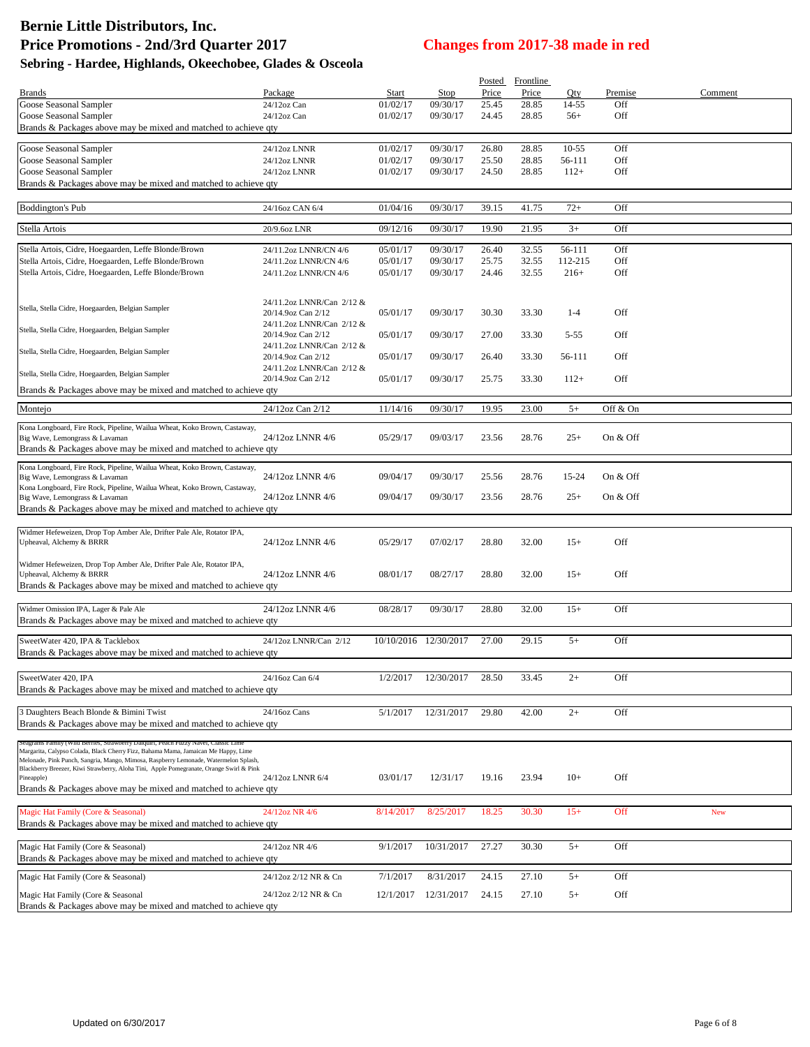# Bernie Little Distributors, Inc.

## Price Promotions - 2nd/3rd Quarter 2017

## Changes from 2017-38 made in red

### Sebring - Hardee, Highlands, Okeechobee, Glades & Osceola

| Brands | Package | Start | Stop | Posted Price | Frontline Price | Qty | Premise | Comment |
|---|---|---|---|---|---|---|---|---|
| Goose Seasonal Sampler | 24/12oz Can | 01/02/17 | 09/30/17 | 25.45 | 28.85 | 14-55 | Off | |
| Goose Seasonal Sampler | 24/12oz Can | 01/02/17 | 09/30/17 | 24.45 | 28.85 | 56+ | Off | |
| Brands & Packages above may be mixed and matched to achieve qty | | | | | | | | |
| Goose Seasonal Sampler | 24/12oz LNNR | 01/02/17 | 09/30/17 | 26.80 | 28.85 | 10-55 | Off | |
| Goose Seasonal Sampler | 24/12oz LNNR | 01/02/17 | 09/30/17 | 25.50 | 28.85 | 56-111 | Off | |
| Goose Seasonal Sampler | 24/12oz LNNR | 01/02/17 | 09/30/17 | 24.50 | 28.85 | 112+ | Off | |
| Brands & Packages above may be mixed and matched to achieve qty | | | | | | | | |
| Boddington's Pub | 24/16oz CAN 6/4 | 01/04/16 | 09/30/17 | 39.15 | 41.75 | 72+ | Off | |
| Stella Artois | 20/9.6oz LNR | 09/12/16 | 09/30/17 | 19.90 | 21.95 | 3+ | Off | |
| Stella Artois, Cidre, Hoegaarden, Leffe Blonde/Brown | 24/11.2oz LNNR/CN 4/6 | 05/01/17 | 09/30/17 | 26.40 | 32.55 | 56-111 | Off | |
| Stella Artois, Cidre, Hoegaarden, Leffe Blonde/Brown | 24/11.2oz LNNR/CN 4/6 | 05/01/17 | 09/30/17 | 25.75 | 32.55 | 112-215 | Off | |
| Stella Artois, Cidre, Hoegaarden, Leffe Blonde/Brown | 24/11.2oz LNNR/CN 4/6 | 05/01/17 | 09/30/17 | 24.46 | 32.55 | 216+ | Off | |
| Stella, Stella Cidre, Hoegaarden, Belgian Sampler | 24/11.2oz LNNR/Can 2/12 & 20/14.9oz Can 2/12 | 05/01/17 | 09/30/17 | 30.30 | 33.30 | 1-4 | Off | |
| Stella, Stella Cidre, Hoegaarden, Belgian Sampler | 24/11.2oz LNNR/Can 2/12 & 20/14.9oz Can 2/12 | 05/01/17 | 09/30/17 | 27.00 | 33.30 | 5-55 | Off | |
| Stella, Stella Cidre, Hoegaarden, Belgian Sampler | 24/11.2oz LNNR/Can 2/12 & 20/14.9oz Can 2/12 | 05/01/17 | 09/30/17 | 26.40 | 33.30 | 56-111 | Off | |
| Stella, Stella Cidre, Hoegaarden, Belgian Sampler | 24/11.2oz LNNR/Can 2/12 & 20/14.9oz Can 2/12 | 05/01/17 | 09/30/17 | 25.75 | 33.30 | 112+ | Off | |
| Brands & Packages above may be mixed and matched to achieve qty | | | | | | | | |
| Montejo | 24/12oz Can 2/12 | 11/14/16 | 09/30/17 | 19.95 | 23.00 | 5+ | Off & On | |
| Kona Longboard, Fire Rock, Pipeline, Wailua Wheat, Koko Brown, Castaway, Big Wave, Lemongrass & Lavaman | 24/12oz LNNR 4/6 | 05/29/17 | 09/03/17 | 23.56 | 28.76 | 25+ | On & Off | |
| Brands & Packages above may be mixed and matched to achieve qty | | | | | | | | |
| Kona Longboard, Fire Rock, Pipeline, Wailua Wheat, Koko Brown, Castaway, Big Wave, Lemongrass & Lavaman | 24/12oz LNNR 4/6 | 09/04/17 | 09/30/17 | 25.56 | 28.76 | 15-24 | On & Off | |
| Kona Longboard, Fire Rock, Pipeline, Wailua Wheat, Koko Brown, Castaway, Big Wave, Lemongrass & Lavaman | 24/12oz LNNR 4/6 | 09/04/17 | 09/30/17 | 23.56 | 28.76 | 25+ | On & Off | |
| Brands & Packages above may be mixed and matched to achieve qty | | | | | | | | |
| Widmer Hefeweizen, Drop Top Amber Ale, Drifter Pale Ale, Rotator IPA, Upheaval, Alchemy & BRRR | 24/12oz LNNR 4/6 | 05/29/17 | 07/02/17 | 28.80 | 32.00 | 15+ | Off | |
| Widmer Hefeweizen, Drop Top Amber Ale, Drifter Pale Ale, Rotator IPA, Upheaval, Alchemy & BRRR | 24/12oz LNNR 4/6 | 08/01/17 | 08/27/17 | 28.80 | 32.00 | 15+ | Off | |
| Brands & Packages above may be mixed and matched to achieve qty | | | | | | | | |
| Widmer Omission IPA, Lager & Pale Ale | 24/12oz LNNR 4/6 | 08/28/17 | 09/30/17 | 28.80 | 32.00 | 15+ | Off | |
| Brands & Packages above may be mixed and matched to achieve qty | | | | | | | | |
| SweetWater 420, IPA & Tacklebox | 24/12oz LNNR/Can 2/12 | 10/10/2016 | 12/30/2017 | 27.00 | 29.15 | 5+ | Off | |
| Brands & Packages above may be mixed and matched to achieve qty | | | | | | | | |
| SweetWater 420, IPA | 24/16oz Can 6/4 | 1/2/2017 | 12/30/2017 | 28.50 | 33.45 | 2+ | Off | |
| Brands & Packages above may be mixed and matched to achieve qty | | | | | | | | |
| 3 Daughters Beach Blonde & Bimini Twist | 24/16oz Cans | 5/1/2017 | 12/31/2017 | 29.80 | 42.00 | 2+ | Off | |
| Brands & Packages above may be mixed and matched to achieve qty | | | | | | | | |
| Seagrams Family (Wild Berries, Strawberry Daiquiri, Peach Fuzzy Navel, Classic Lime Margarita, Calypso Colada, Black Cherry Fizz, Bahama Mama, Jamaican Me Happy, Lime Melonade, Pink Punch, Sangria, Mango, Mimosa, Raspberry Lemonade, Watermelon Splash, Blackberry Breezer, Kiwi Strawberry, Aloha Tini, Apple Pomegranate, Orange Swirl & Pink Pineapple) | 24/12oz LNNR 6/4 | 03/01/17 | 12/31/17 | 19.16 | 23.94 | 10+ | Off | |
| Brands & Packages above may be mixed and matched to achieve qty | | | | | | | | |
| Magic Hat Family (Core & Seasonal) | 24/12oz NR 4/6 | 8/14/2017 | 8/25/2017 | 18.25 | 30.30 | 15+ | Off | New |
| Brands & Packages above may be mixed and matched to achieve qty | | | | | | | | |
| Magic Hat Family (Core & Seasonal) | 24/12oz NR 4/6 | 9/1/2017 | 10/31/2017 | 27.27 | 30.30 | 5+ | Off | |
| Brands & Packages above may be mixed and matched to achieve qty | | | | | | | | |
| Magic Hat Family (Core & Seasonal) | 24/12oz 2/12 NR & Cn | 7/1/2017 | 8/31/2017 | 24.15 | 27.10 | 5+ | Off | |
| Magic Hat Family (Core & Seasonal | 24/12oz 2/12 NR & Cn | 12/1/2017 | 12/31/2017 | 24.15 | 27.10 | 5+ | Off | |
| Brands & Packages above may be mixed and matched to achieve qty | | | | | | | | |

Updated on 6/30/2017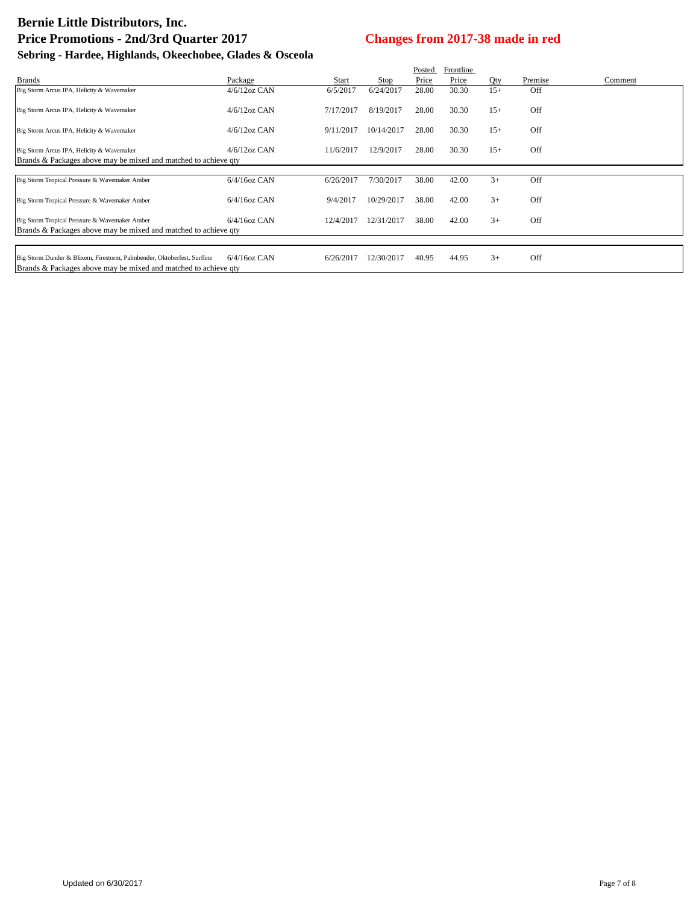# Bernie Little Distributors, Inc.

## Price Promotions - 2nd/3rd Quarter 2017

**Changes from 2017-38 made in red**

### Sebring - Hardee, Highlands, Okeechobee, Glades & Osceola

| Brands | Package | Start | Stop | Posted Price | Frontline Price | Qty | Premise | Comment |
|---|---|---|---|---|---|---|---|---|
| Big Storm Arcus IPA, Helicity & Wavemaker | 4/6/12oz CAN | 6/5/2017 | 6/24/2017 | 28.00 | 30.30 | 15+ | Off | |
| Big Storm Arcus IPA, Helicity & Wavemaker | 4/6/12oz CAN | 7/17/2017 | 8/19/2017 | 28.00 | 30.30 | 15+ | Off | |
| Big Storm Arcus IPA, Helicity & Wavemaker | 4/6/12oz CAN | 9/11/2017 | 10/14/2017 | 28.00 | 30.30 | 15+ | Off | |
| Big Storm Arcus IPA, Helicity & Wavemaker | 4/6/12oz CAN | 11/6/2017 | 12/9/2017 | 28.00 | 30.30 | 15+ | Off | |
| Brands & Packages above may be mixed and matched to achieve qty | | | | | | | | |
| Big Storm Tropical Pressure & Wavemaker Amber | 6/4/16oz CAN | 6/26/2017 | 7/30/2017 | 38.00 | 42.00 | 3+ | Off | |
| Big Storm Tropical Pressure & Wavemaker Amber | 6/4/16oz CAN | 9/4/2017 | 10/29/2017 | 38.00 | 42.00 | 3+ | Off | |
| Big Storm Tropical Pressure & Wavemaker Amber | 6/4/16oz CAN | 12/4/2017 | 12/31/2017 | 38.00 | 42.00 | 3+ | Off | |
| Brands & Packages above may be mixed and matched to achieve qty | | | | | | | | |
| Big Storm Dunder & Blixem, Firestorm, Palmbender, Oktoberfest, Surfline | 6/4/16oz CAN | 6/26/2017 | 12/30/2017 | 40.95 | 44.95 | 3+ | Off | |
| Brands & Packages above may be mixed and matched to achieve qty | | | | | | | | |

Updated on 6/30/2017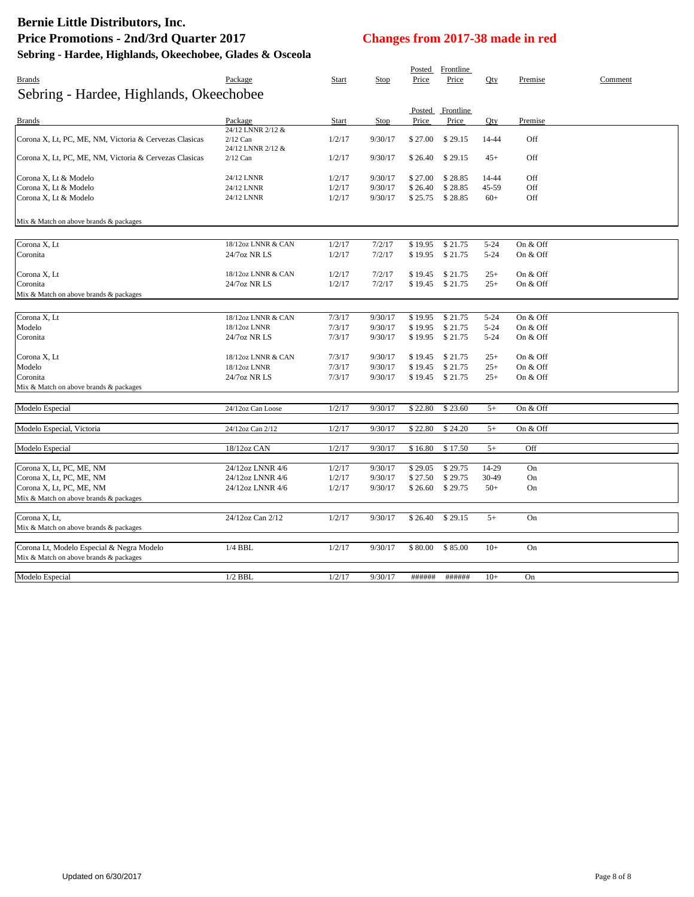# Bernie Little Distributors, Inc.

## Price Promotions - 2nd/3rd Quarter 2017

**Changes from 2017-38 made in red**

### Sebring - Hardee, Highlands, Okeechobee, Glades & Osceola

| Brands | Package | Start | Stop | Posted Price | Frontline Price | Qty | Premise | Comment |
|---|---|---|---|---|---|---|---|---|

## Sebring - Hardee, Highlands, Okeechobee

| Brands | Package | Start | Stop | Posted Price | Frontline Price | Qty | Premise |
|---|---|---|---|---|---|---|---|
| Corona X, Lt, PC, ME, NM, Victoria & Cervezas Clasicas | 24/12 LNNR 2/12 & 2/12 Can | 1/2/17 | 9/30/17 | $ 27.00 | $ 29.15 | 14-44 | Off |
| Corona X, Lt, PC, ME, NM, Victoria & Cervezas Clasicas | 24/12 LNNR 2/12 & 2/12 Can | 1/2/17 | 9/30/17 | $ 26.40 | $ 29.15 | 45+ | Off |
| Corona X, Lt & Modelo | 24/12 LNNR | 1/2/17 | 9/30/17 | $ 27.00 | $ 28.85 | 14-44 | Off |
| Corona X, Lt & Modelo | 24/12 LNNR | 1/2/17 | 9/30/17 | $ 26.40 | $ 28.85 | 45-59 | Off |
| Corona X, Lt & Modelo | 24/12 LNNR | 1/2/17 | 9/30/17 | $ 25.75 | $ 28.85 | 60+ | Off |
| Mix & Match on above brands & packages | | | | | | | |
| Corona X, Lt | 18/12oz LNNR & CAN | 1/2/17 | 7/2/17 | $ 19.95 | $ 21.75 | 5-24 | On & Off |
| Coronita | 24/7oz NR LS | 1/2/17 | 7/2/17 | $ 19.95 | $ 21.75 | 5-24 | On & Off |
| Corona X, Lt | 18/12oz LNNR & CAN | 1/2/17 | 7/2/17 | $ 19.45 | $ 21.75 | 25+ | On & Off |
| Coronita | 24/7oz NR LS | 1/2/17 | 7/2/17 | $ 19.45 | $ 21.75 | 25+ | On & Off |
| Mix & Match on above brands & packages | | | | | | | |
| Corona X, Lt | 18/12oz LNNR & CAN | 7/3/17 | 9/30/17 | $ 19.95 | $ 21.75 | 5-24 | On & Off |
| Modelo | 18/12oz LNNR | 7/3/17 | 9/30/17 | $ 19.95 | $ 21.75 | 5-24 | On & Off |
| Coronita | 24/7oz NR LS | 7/3/17 | 9/30/17 | $ 19.95 | $ 21.75 | 5-24 | On & Off |
| Corona X, Lt | 18/12oz LNNR & CAN | 7/3/17 | 9/30/17 | $ 19.45 | $ 21.75 | 25+ | On & Off |
| Modelo | 18/12oz LNNR | 7/3/17 | 9/30/17 | $ 19.45 | $ 21.75 | 25+ | On & Off |
| Coronita | 24/7oz NR LS | 7/3/17 | 9/30/17 | $ 19.45 | $ 21.75 | 25+ | On & Off |
| Mix & Match on above brands & packages | | | | | | | |
| Modelo Especial | 24/12oz Can Loose | 1/2/17 | 9/30/17 | $ 22.80 | $ 23.60 | 5+ | On & Off |
| Modelo Especial, Victoria | 24/12oz Can 2/12 | 1/2/17 | 9/30/17 | $ 22.80 | $ 24.20 | 5+ | On & Off |
| Modelo Especial | 18/12oz CAN | 1/2/17 | 9/30/17 | $ 16.80 | $ 17.50 | 5+ | Off |
| Corona X, Lt, PC, ME, NM | 24/12oz LNNR 4/6 | 1/2/17 | 9/30/17 | $ 29.05 | $ 29.75 | 14-29 | On |
| Corona X, Lt, PC, ME, NM | 24/12oz LNNR 4/6 | 1/2/17 | 9/30/17 | $ 27.50 | $ 29.75 | 30-49 | On |
| Corona X, Lt, PC, ME, NM | 24/12oz LNNR 4/6 | 1/2/17 | 9/30/17 | $ 26.60 | $ 29.75 | 50+ | On |
| Mix & Match on above brands & packages | | | | | | | |
| Corona X, Lt, | 24/12oz Can 2/12 | 1/2/17 | 9/30/17 | $ 26.40 | $ 29.15 | 5+ | On |
| Mix & Match on above brands & packages | | | | | | | |
| Corona Lt, Modelo Especial & Negra Modelo | 1/4 BBL | 1/2/17 | 9/30/17 | $ 80.00 | $ 85.00 | 10+ | On |
| Mix & Match on above brands & packages | | | | | | | |
| Modelo Especial | 1/2 BBL | 1/2/17 | 9/30/17 | ###### | ###### | 10+ | On |

Updated on 6/30/2017